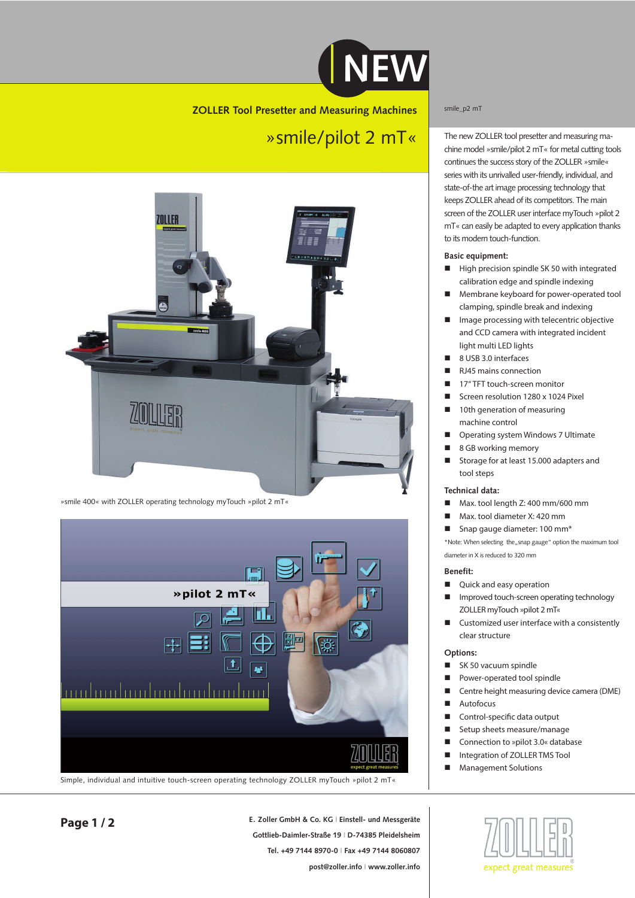NEW

ZOLLER Tool Presetter and Measuring Machines

# »smile/pilot 2 mT«

»smile 400« with ZOLLER operating technology myTouch »pilot 2 mT«

Simple, individual and intuitive touch-screen operating technology ZOLLER myTouch »pilot 2 mT«

smile_p2 mT

The new ZOLLER tool presetter and measuring machine model »smile/pilot 2 mT« for metal cutting tools continues the success story of the ZOLLER »smile« series with its unrivalled user-friendly, individual, and state-of-the art image processing technology that keeps ZOLLER ahead of its competitors. The main screen of the ZOLLER user interface myTouch »pilot 2 mT« can easily be adapted to every application thanks to its modern touch-function.

### Basic equipment:

- High precision spindle SK 50 with integrated calibration edge and spindle indexing
- Membrane keyboard for power-operated tool clamping, spindle break and indexing
- Image processing with telecentric objective and CCD camera with integrated incident light multi LED lights
- 8 USB 3.0 interfaces
- RJ45 mains connection
- 17" TFT touch-screen monitor
- Screen resolution 1280 x 1024 Pixel
- 10th generation of measuring machine control
- Operating system Windows 7 Ultimate
- 8 GB working memory
- Storage for at least 15.000 adapters and tool steps

### Technical data:

- Max. tool length Z: 400 mm/600 mm
- Max. tool diameter X: 420 mm
- Snap gauge diameter: 100 mm*

*Note: When selecting the „snap gauge" option the maximum tool diameter in X is reduced to 320 mm

### Benefit:

- Quick and easy operation
- Improved touch-screen operating technology ZOLLER myTouch »pilot 2 mT«
- Customized user interface with a consistently clear structure

### Options:

- SK 50 vacuum spindle
- Power-operated tool spindle
- Centre height measuring device camera (DME)
- Autofocus
- Control-specific data output
- Setup sheets measure/manage
- Connection to »pilot 3.0« database
- Integration of ZOLLER TMS Tool
- Management Solutions

E. Zoller GmbH & Co. KG | Einstell- und Messgeräte
Gottlieb-Daimler-Straße 19 | D-74385 Pleidelsheim
Tel. +49 7144 8970-0 | Fax +49 7144 8060807
post@zoller.info | www.zoller.info

ZOLLER expect great measures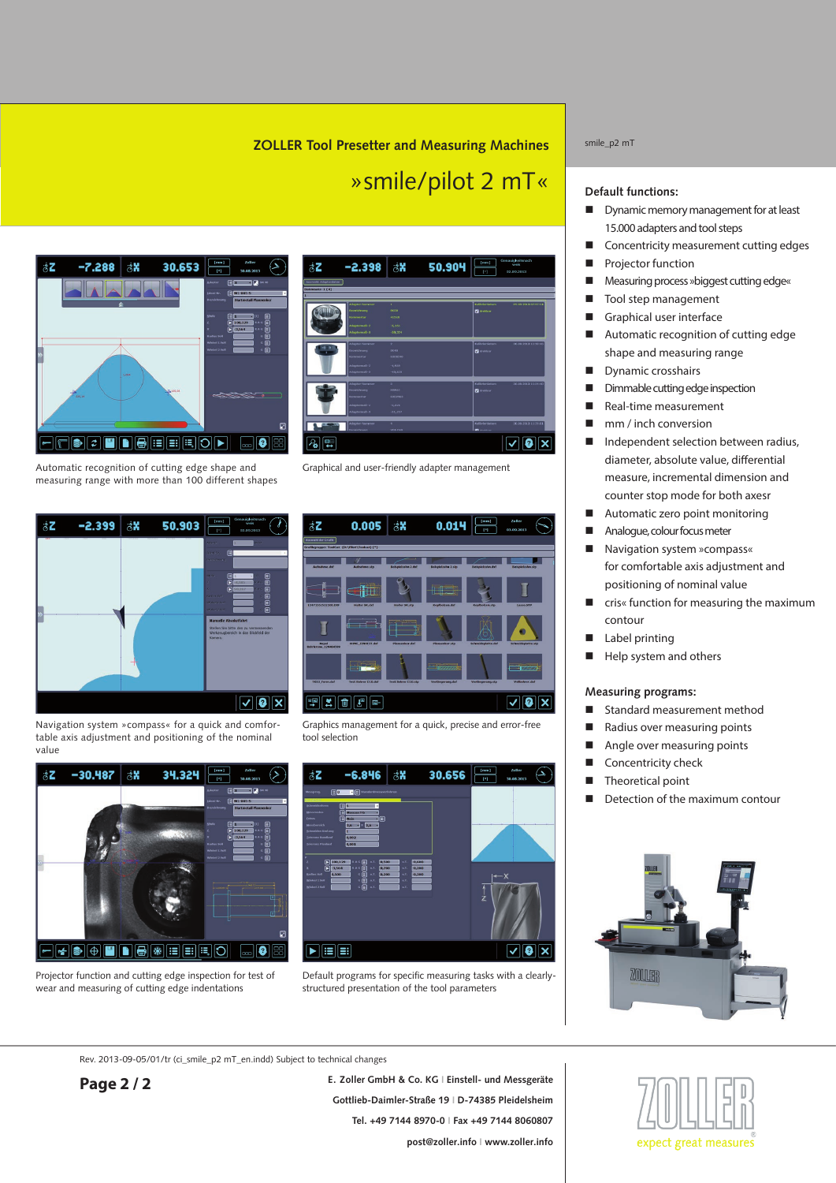ZOLLER Tool Presetter and Measuring Machines

# »smile/pilot 2 mT«

smile_p2 mT

Automatic recognition of cutting edge shape and measuring range with more than 100 different shapes

Graphical and user-friendly adapter management

Navigation system »compass« for a quick and comfortable axis adjustment and positioning of the nominal value

Graphics management for a quick, precise and error-free tool selection

Projector function and cutting edge inspection for test of wear and measuring of cutting edge indentations

Default programs for specific measuring tasks with a clearly-structured presentation of the tool parameters

## Default functions:

- Dynamic memory management for at least 15.000 adapters and tool steps
- Concentricity measurement cutting edges
- Projector function
- Measuring process »biggest cutting edge«
- Tool step management
- Graphical user interface
- Automatic recognition of cutting edge shape and measuring range
- Dynamic crosshairs
- Dimmable cutting edge inspection
- Real-time measurement
- mm / inch conversion
- Independent selection between radius, diameter, absolute value, differential measure, incremental dimension and counter stop mode for both axesr
- Automatic zero point monitoring
- Analogue, colour focus meter
- Navigation system »compass« for comfortable axis adjustment and positioning of nominal value
- cris« function for measuring the maximum contour
- Label printing
- Help system and others

## Measuring programs:

- Standard measurement method
- Radius over measuring points
- Angle over measuring points
- Concentricity check
- Theoretical point
- Detection of the maximum contour

Rev. 2013-09-05/01/tr (ci_smile_p2 mT_en.indd) Subject to technical changes

**E. Zoller GmbH & Co. KG | Einstell- und Messgeräte**
**Gottlieb-Daimler-Straße 19 | D-74385 Pleidelsheim**
**Tel. +49 7144 8970-0 | Fax +49 7144 8060807**
**post@zoller.info | www.zoller.info**

ZOLLER
expect great measures®